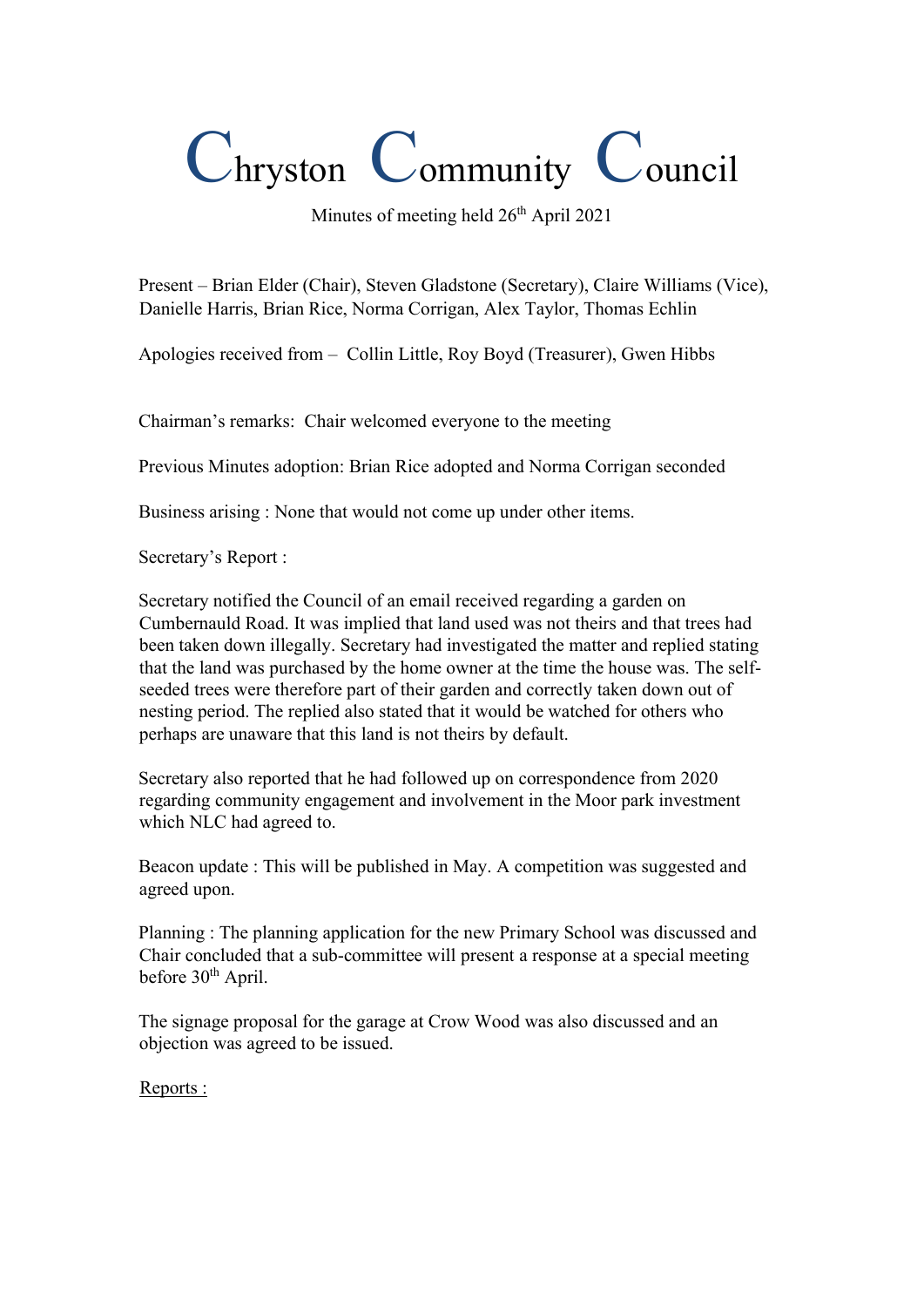# Chryston Community Council

Minutes of meeting held 26th April 2021

Present – Brian Elder (Chair), Steven Gladstone (Secretary), Claire Williams (Vice), Danielle Harris, Brian Rice, Norma Corrigan, Alex Taylor, Thomas Echlin

Apologies received from – Collin Little, Roy Boyd (Treasurer), Gwen Hibbs

Chairman's remarks: Chair welcomed everyone to the meeting

Previous Minutes adoption: Brian Rice adopted and Norma Corrigan seconded

Business arising : None that would not come up under other items.

Secretary's Report :

Secretary notified the Council of an email received regarding a garden on Cumbernauld Road. It was implied that land used was not theirs and that trees had been taken down illegally. Secretary had investigated the matter and replied stating that the land was purchased by the home owner at the time the house was. The self-seeded trees were therefore part of their garden and correctly taken down out of nesting period. The replied also stated that it would be watched for others who perhaps are unaware that this land is not theirs by default.

Secretary also reported that he had followed up on correspondence from 2020 regarding community engagement and involvement in the Moor park investment which NLC had agreed to.

Beacon update : This will be published in May. A competition was suggested and agreed upon.

Planning : The planning application for the new Primary School was discussed and Chair concluded that a sub-committee will present a response at a special meeting before 30th April.

The signage proposal for the garage at Crow Wood was also discussed and an objection was agreed to be issued.

<u>Reports :</u>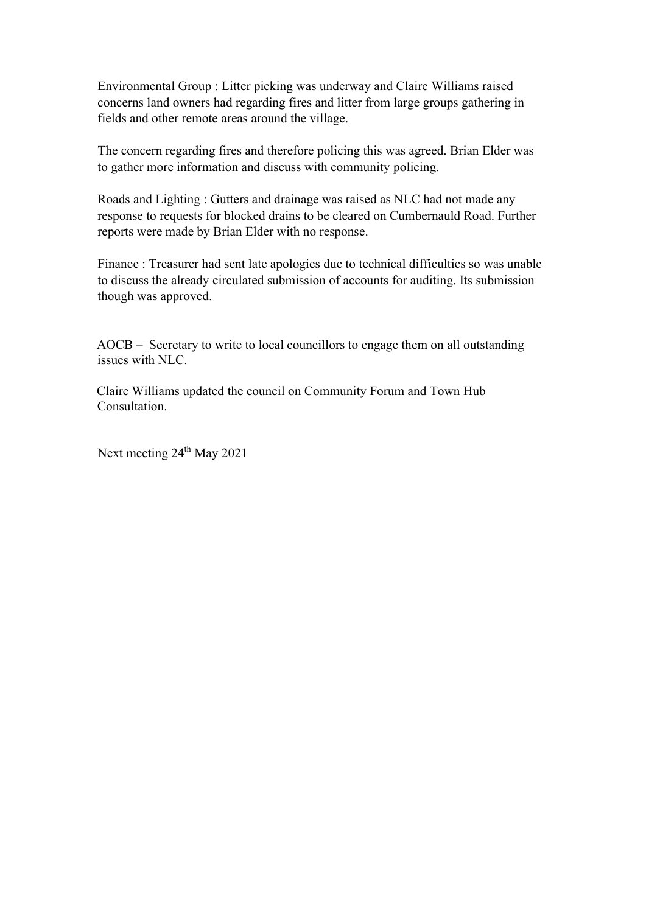Environmental Group : Litter picking was underway and Claire Williams raised concerns land owners had regarding fires and litter from large groups gathering in fields and other remote areas around the village.

The concern regarding fires and therefore policing this was agreed. Brian Elder was to gather more information and discuss with community policing.

Roads and Lighting : Gutters and drainage was raised as NLC had not made any response to requests for blocked drains to be cleared on Cumbernauld Road. Further reports were made by Brian Elder with no response.

Finance : Treasurer had sent late apologies due to technical difficulties so was unable to discuss the already circulated submission of accounts for auditing. Its submission though was approved.

AOCB – Secretary to write to local councillors to engage them on all outstanding issues with NLC.

Claire Williams updated the council on Community Forum and Town Hub Consultation.

Next meeting 24th May 2021